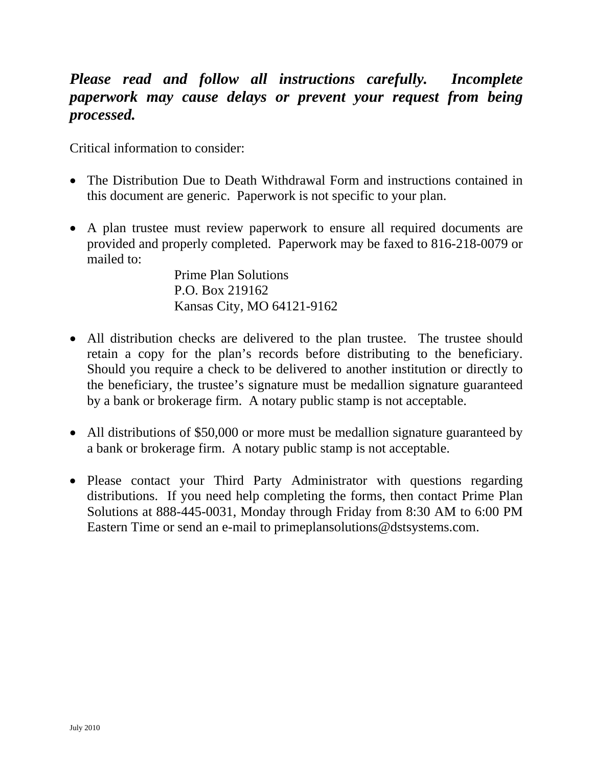***Please read and follow all instructions carefully. Incomplete paperwork may cause delays or prevent your request from being processed.***

Critical information to consider:

- The Distribution Due to Death Withdrawal Form and instructions contained in this document are generic. Paperwork is not specific to your plan.

- A plan trustee must review paperwork to ensure all required documents are provided and properly completed. Paperwork may be faxed to 816-218-0079 or mailed to:

  Prime Plan Solutions
  P.O. Box 219162
  Kansas City, MO 64121-9162

- All distribution checks are delivered to the plan trustee. The trustee should retain a copy for the plan's records before distributing to the beneficiary. Should you require a check to be delivered to another institution or directly to the beneficiary, the trustee's signature must be medallion signature guaranteed by a bank or brokerage firm. A notary public stamp is not acceptable.

- All distributions of $50,000 or more must be medallion signature guaranteed by a bank or brokerage firm. A notary public stamp is not acceptable.

- Please contact your Third Party Administrator with questions regarding distributions. If you need help completing the forms, then contact Prime Plan Solutions at 888-445-0031, Monday through Friday from 8:30 AM to 6:00 PM Eastern Time or send an e-mail to primeplansolutions@dstsystems.com.

July 2010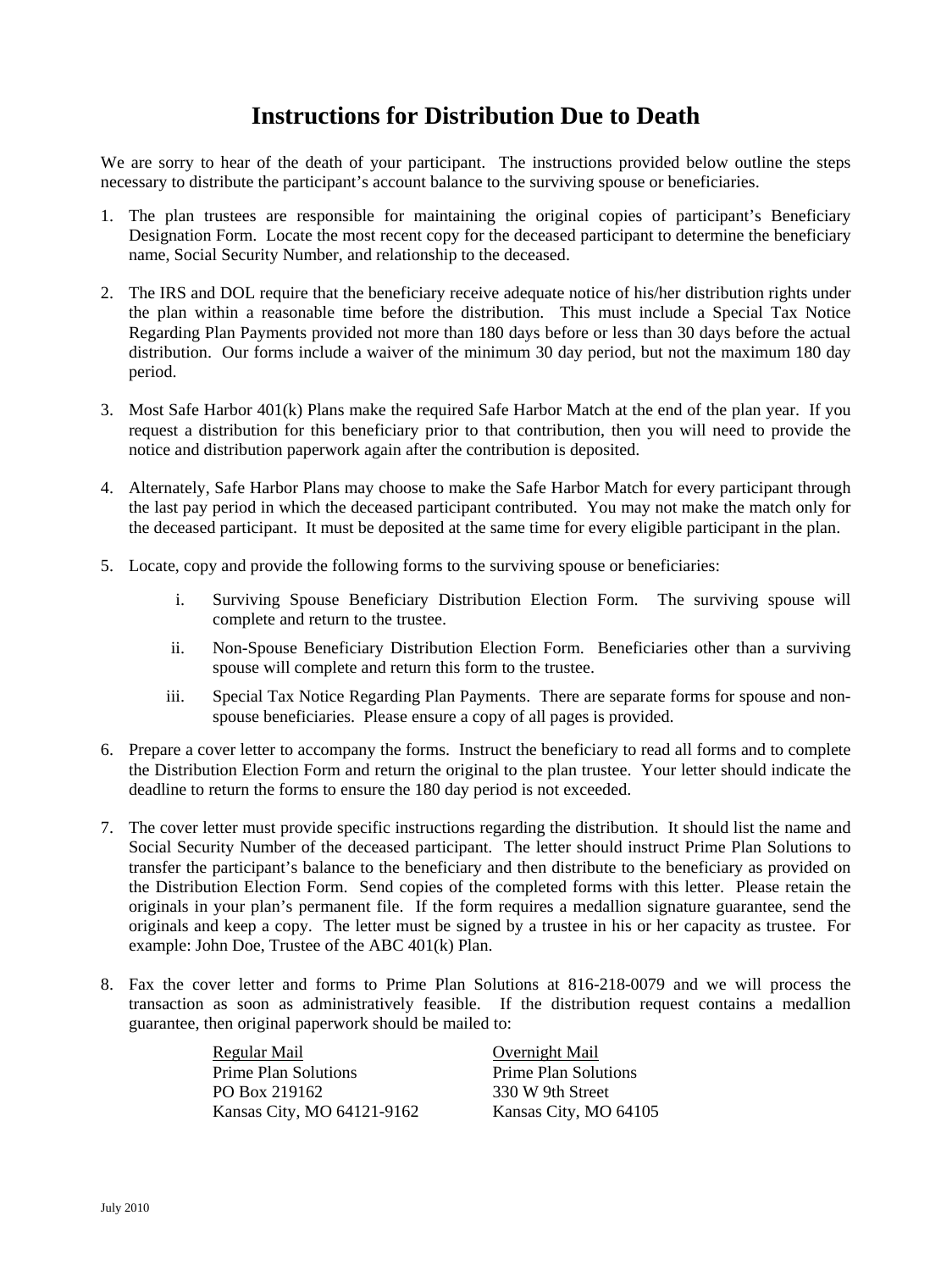# Instructions for Distribution Due to Death

We are sorry to hear of the death of your participant. The instructions provided below outline the steps necessary to distribute the participant's account balance to the surviving spouse or beneficiaries.

1. The plan trustees are responsible for maintaining the original copies of participant's Beneficiary Designation Form. Locate the most recent copy for the deceased participant to determine the beneficiary name, Social Security Number, and relationship to the deceased.

2. The IRS and DOL require that the beneficiary receive adequate notice of his/her distribution rights under the plan within a reasonable time before the distribution. This must include a Special Tax Notice Regarding Plan Payments provided not more than 180 days before or less than 30 days before the actual distribution. Our forms include a waiver of the minimum 30 day period, but not the maximum 180 day period.

3. Most Safe Harbor 401(k) Plans make the required Safe Harbor Match at the end of the plan year. If you request a distribution for this beneficiary prior to that contribution, then you will need to provide the notice and distribution paperwork again after the contribution is deposited.

4. Alternately, Safe Harbor Plans may choose to make the Safe Harbor Match for every participant through the last pay period in which the deceased participant contributed. You may not make the match only for the deceased participant. It must be deposited at the same time for every eligible participant in the plan.

5. Locate, copy and provide the following forms to the surviving spouse or beneficiaries:

   i. Surviving Spouse Beneficiary Distribution Election Form. The surviving spouse will complete and return to the trustee.

   ii. Non-Spouse Beneficiary Distribution Election Form. Beneficiaries other than a surviving spouse will complete and return this form to the trustee.

   iii. Special Tax Notice Regarding Plan Payments. There are separate forms for spouse and non-spouse beneficiaries. Please ensure a copy of all pages is provided.

6. Prepare a cover letter to accompany the forms. Instruct the beneficiary to read all forms and to complete the Distribution Election Form and return the original to the plan trustee. Your letter should indicate the deadline to return the forms to ensure the 180 day period is not exceeded.

7. The cover letter must provide specific instructions regarding the distribution. It should list the name and Social Security Number of the deceased participant. The letter should instruct Prime Plan Solutions to transfer the participant's balance to the beneficiary and then distribute to the beneficiary as provided on the Distribution Election Form. Send copies of the completed forms with this letter. Please retain the originals in your plan's permanent file. If the form requires a medallion signature guarantee, send the originals and keep a copy. The letter must be signed by a trustee in his or her capacity as trustee. For example: John Doe, Trustee of the ABC 401(k) Plan.

8. Fax the cover letter and forms to Prime Plan Solutions at 816-218-0079 and we will process the transaction as soon as administratively feasible. If the distribution request contains a medallion guarantee, then original paperwork should be mailed to:

   | Regular Mail | Overnight Mail |
   | --- | --- |
   | Prime Plan Solutions | Prime Plan Solutions |
   | PO Box 219162 | 330 W 9th Street |
   | Kansas City, MO 64121-9162 | Kansas City, MO 64105 |

July 2010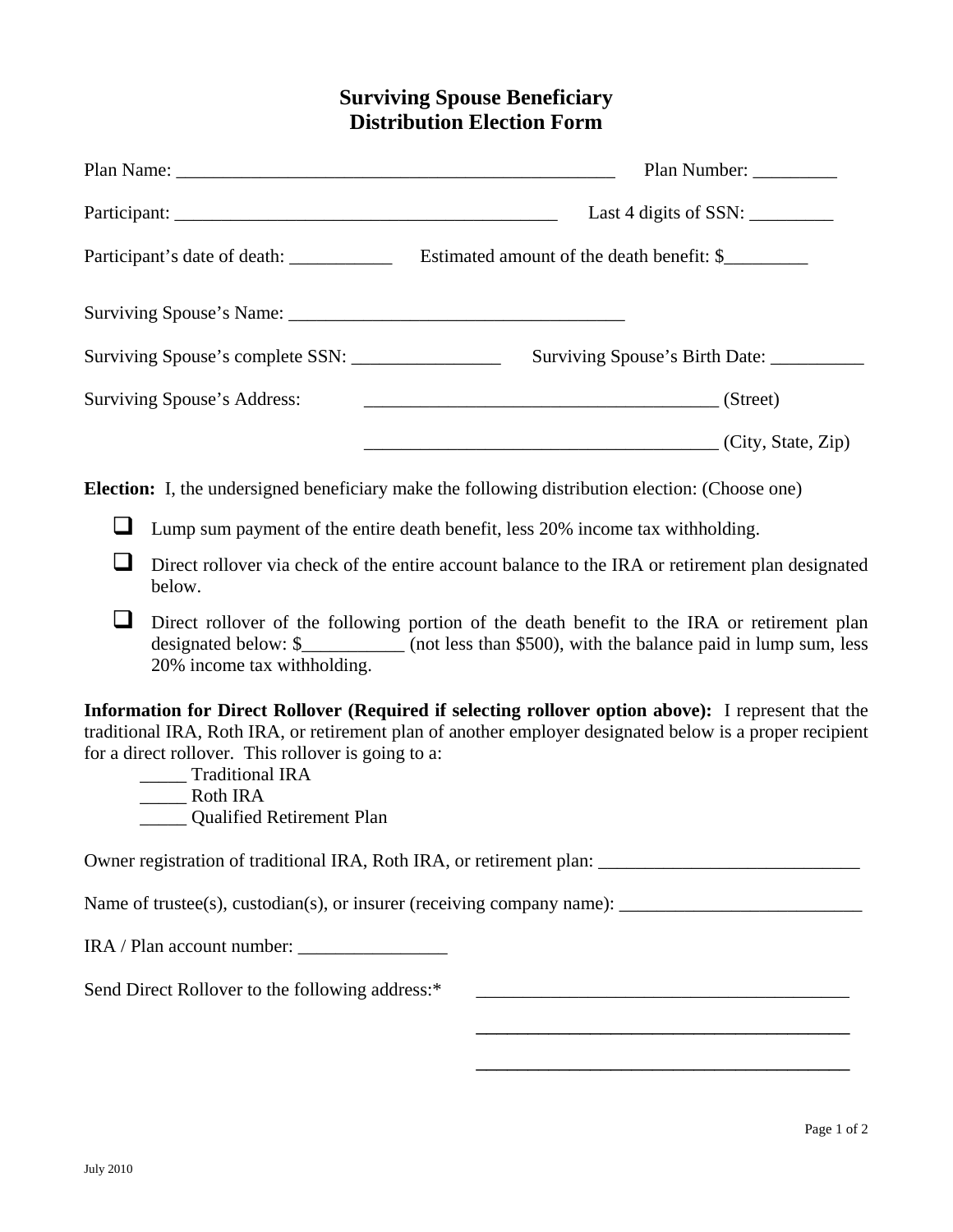# Surviving Spouse Beneficiary Distribution Election Form

Plan Name: _______________________________________________ Plan Number: _________

Participant: _________________________________________ Last 4 digits of SSN: _________

Participant's date of death: ___________ Estimated amount of the death benefit: $_________

Surviving Spouse's Name: ___________________________________

Surviving Spouse's complete SSN: ________________ Surviving Spouse's Birth Date: __________

Surviving Spouse's Address: _____________________________________ (Street)

_____________________________________ (City, State, Zip)

**Election:** I, the undersigned beneficiary make the following distribution election: (Choose one)

- ☐ Lump sum payment of the entire death benefit, less 20% income tax withholding.
- ☐ Direct rollover via check of the entire account balance to the IRA or retirement plan designated below.
- ☐ Direct rollover of the following portion of the death benefit to the IRA or retirement plan designated below: $___________ (not less than $500), with the balance paid in lump sum, less 20% income tax withholding.

**Information for Direct Rollover (Required if selecting rollover option above):** I represent that the traditional IRA, Roth IRA, or retirement plan of another employer designated below is a proper recipient for a direct rollover. This rollover is going to a:

_____ Traditional IRA
_____ Roth IRA
_____ Qualified Retirement Plan

Owner registration of traditional IRA, Roth IRA, or retirement plan: ___________________________

Name of trustee(s), custodian(s), or insurer (receiving company name): __________________________

IRA / Plan account number: ________________

Send Direct Rollover to the following address:* ________________________________________

________________________________________

________________________________________

July 2010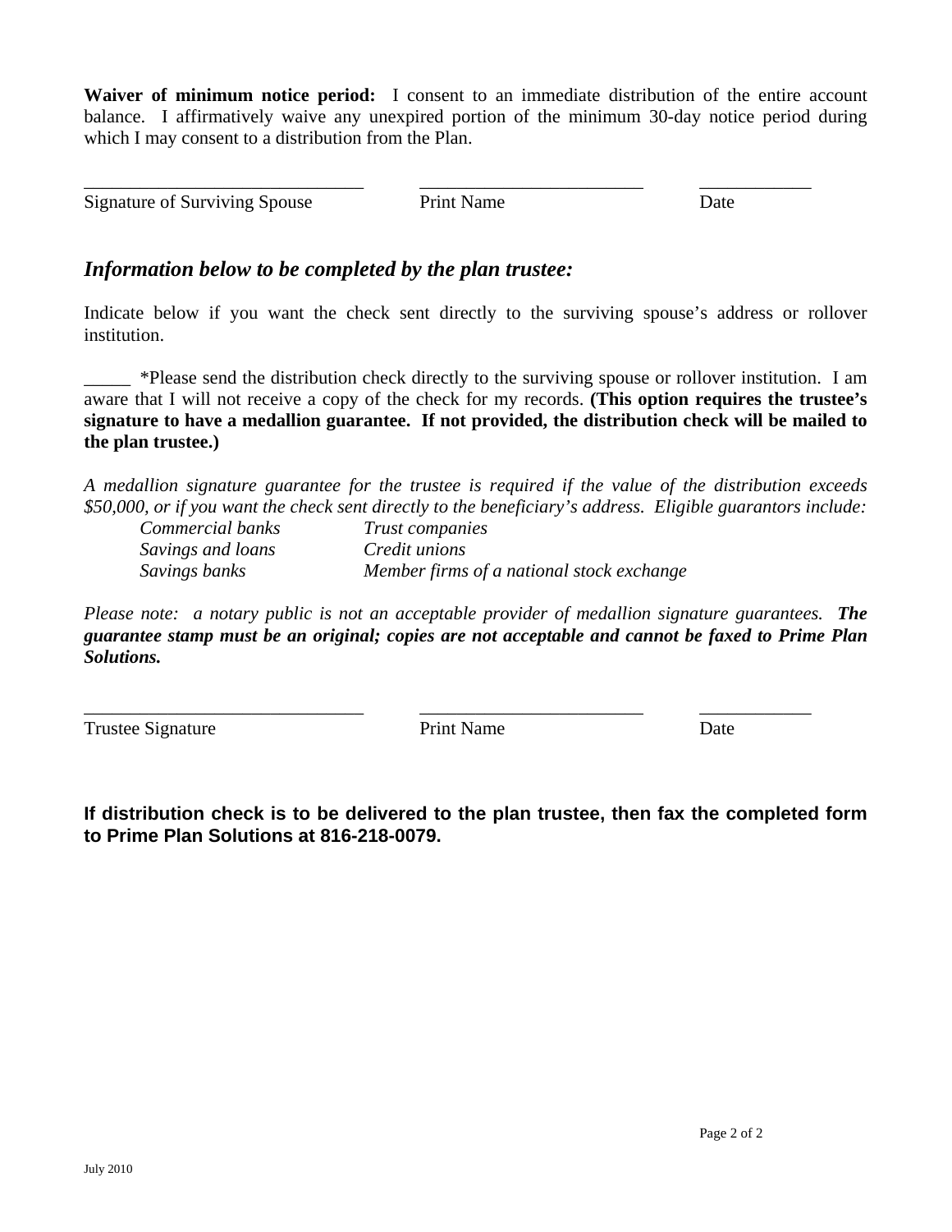**Waiver of minimum notice period:** I consent to an immediate distribution of the entire account balance. I affirmatively waive any unexpired portion of the minimum 30-day notice period during which I may consent to a distribution from the Plan.

| ______________________________ | ________________________ | ____________ |
|---|---|---|
| Signature of Surviving Spouse | Print Name | Date |

## *Information below to be completed by the plan trustee:*

Indicate below if you want the check sent directly to the surviving spouse's address or rollover institution.

_____ *Please send the distribution check directly to the surviving spouse or rollover institution. I am aware that I will not receive a copy of the check for my records. **(This option requires the trustee's signature to have a medallion guarantee. If not provided, the distribution check will be mailed to the plan trustee.)**

*A medallion signature guarantee for the trustee is required if the value of the distribution exceeds $50,000, or if you want the check sent directly to the beneficiary's address. Eligible guarantors include:*

| | |
|---|---|
| *Commercial banks* | *Trust companies* |
| *Savings and loans* | *Credit unions* |
| *Savings banks* | *Member firms of a national stock exchange* |

*Please note: a notary public is not an acceptable provider of medallion signature guarantees.* ***The guarantee stamp must be an original; copies are not acceptable and cannot be faxed to Prime Plan Solutions.***

| ______________________________ | ________________________ | ____________ |
|---|---|---|
| Trustee Signature | Print Name | Date |

**If distribution check is to be delivered to the plan trustee, then fax the completed form to Prime Plan Solutions at 816-218-0079.**

July 2010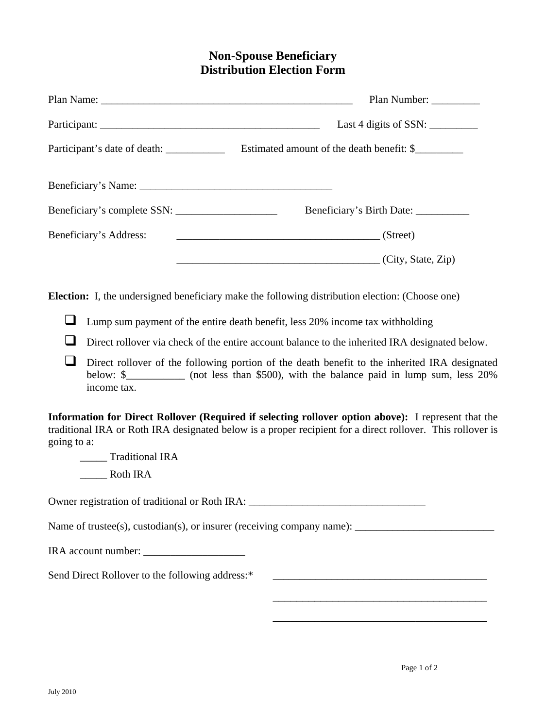# Non-Spouse Beneficiary Distribution Election Form

Plan Name: _________________________________________________ Plan Number: _________

Participant: __________________________________________ Last 4 digits of SSN: _________

Participant's date of death: ___________ Estimated amount of the death benefit: $_________

Beneficiary's Name: ____________________________________

Beneficiary's complete SSN: ___________________ Beneficiary's Birth Date: __________

Beneficiary's Address: ________________________________________ (Street)

________________________________________ (City, State, Zip)

**Election:** I, the undersigned beneficiary make the following distribution election: (Choose one)

- ☐ Lump sum payment of the entire death benefit, less 20% income tax withholding
- ☐ Direct rollover via check of the entire account balance to the inherited IRA designated below.
- ☐ Direct rollover of the following portion of the death benefit to the inherited IRA designated below: $___________ (not less than $500), with the balance paid in lump sum, less 20% income tax.

**Information for Direct Rollover (Required if selecting rollover option above):** I represent that the traditional IRA or Roth IRA designated below is a proper recipient for a direct rollover. This rollover is going to a:

_____ Traditional IRA

_____ Roth IRA

Owner registration of traditional or Roth IRA: __________________________________

Name of trustee(s), custodian(s), or insurer (receiving company name): __________________________

IRA account number: ___________________

Send Direct Rollover to the following address:* __________________________________________

__________________________________________

__________________________________________

July 2010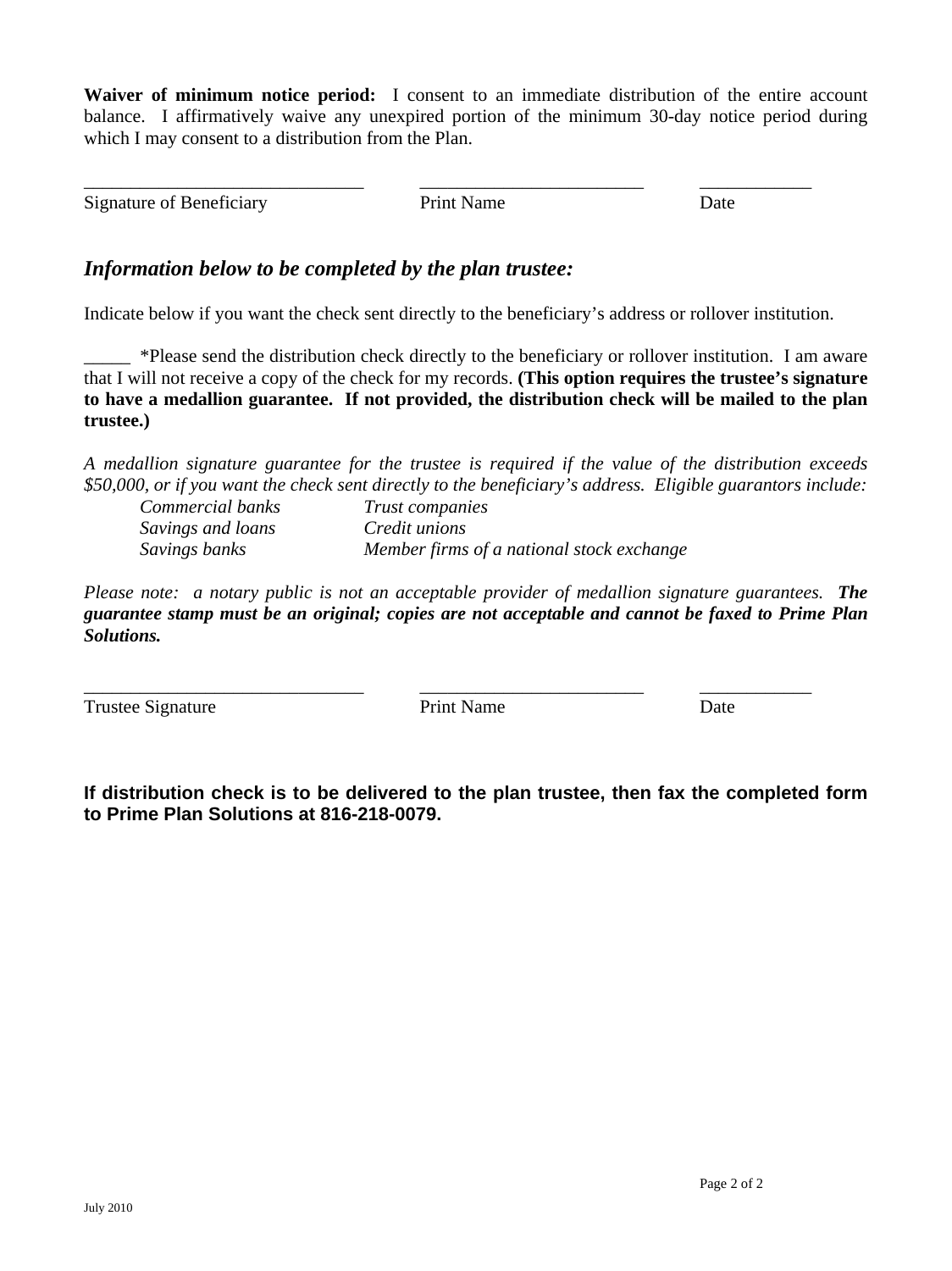**Waiver of minimum notice period:** I consent to an immediate distribution of the entire account balance. I affirmatively waive any unexpired portion of the minimum 30-day notice period during which I may consent to a distribution from the Plan.

| ______________________________ | ________________________ | ____________ |
|---|---|---|
| Signature of Beneficiary | Print Name | Date |

## *Information below to be completed by the plan trustee:*

Indicate below if you want the check sent directly to the beneficiary's address or rollover institution.

_____ *Please send the distribution check directly to the beneficiary or rollover institution. I am aware that I will not receive a copy of the check for my records. **(This option requires the trustee's signature to have a medallion guarantee. If not provided, the distribution check will be mailed to the plan trustee.)**

*A medallion signature guarantee for the trustee is required if the value of the distribution exceeds $50,000, or if you want the check sent directly to the beneficiary's address. Eligible guarantors include:*

| | |
|---|---|
| *Commercial banks* | *Trust companies* |
| *Savings and loans* | *Credit unions* |
| *Savings banks* | *Member firms of a national stock exchange* |

*Please note: a notary public is not an acceptable provider of medallion signature guarantees.* ***The guarantee stamp must be an original; copies are not acceptable and cannot be faxed to Prime Plan Solutions.***

| ______________________________ | ________________________ | ____________ |
|---|---|---|
| Trustee Signature | Print Name | Date |

**If distribution check is to be delivered to the plan trustee, then fax the completed form to Prime Plan Solutions at 816-218-0079.**

July 2010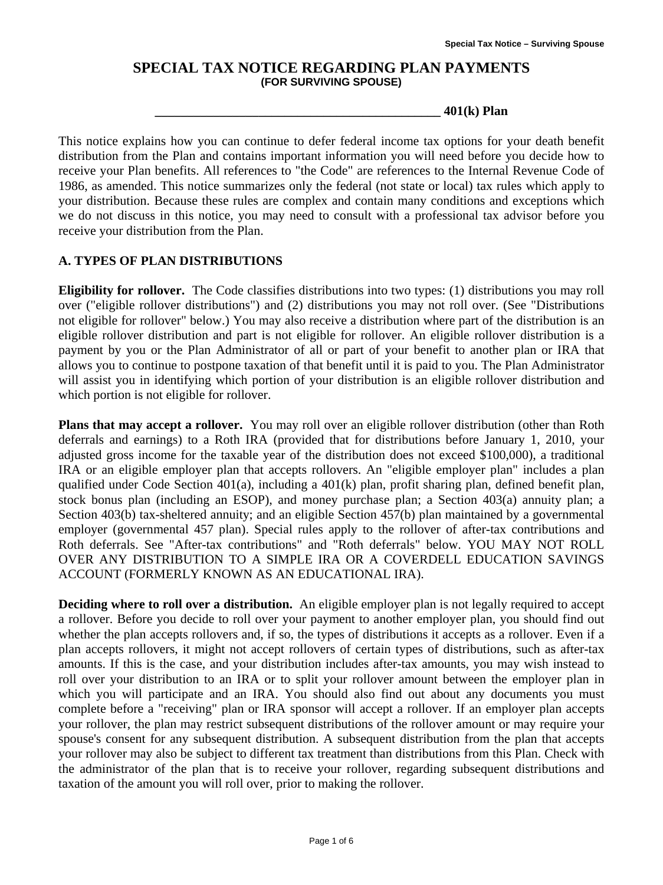# SPECIAL TAX NOTICE REGARDING PLAN PAYMENTS
**(FOR SURVIVING SPOUSE)**

**_____________________________________________ 401(k) Plan**

This notice explains how you can continue to defer federal income tax options for your death benefit distribution from the Plan and contains important information you will need before you decide how to receive your Plan benefits. All references to "the Code" are references to the Internal Revenue Code of 1986, as amended. This notice summarizes only the federal (not state or local) tax rules which apply to your distribution. Because these rules are complex and contain many conditions and exceptions which we do not discuss in this notice, you may need to consult with a professional tax advisor before you receive your distribution from the Plan.

## A. TYPES OF PLAN DISTRIBUTIONS

**Eligibility for rollover.** The Code classifies distributions into two types: (1) distributions you may roll over ("eligible rollover distributions") and (2) distributions you may not roll over. (See "Distributions not eligible for rollover" below.) You may also receive a distribution where part of the distribution is an eligible rollover distribution and part is not eligible for rollover. An eligible rollover distribution is a payment by you or the Plan Administrator of all or part of your benefit to another plan or IRA that allows you to continue to postpone taxation of that benefit until it is paid to you. The Plan Administrator will assist you in identifying which portion of your distribution is an eligible rollover distribution and which portion is not eligible for rollover.

**Plans that may accept a rollover.** You may roll over an eligible rollover distribution (other than Roth deferrals and earnings) to a Roth IRA (provided that for distributions before January 1, 2010, your adjusted gross income for the taxable year of the distribution does not exceed $100,000), a traditional IRA or an eligible employer plan that accepts rollovers. An "eligible employer plan" includes a plan qualified under Code Section 401(a), including a 401(k) plan, profit sharing plan, defined benefit plan, stock bonus plan (including an ESOP), and money purchase plan; a Section 403(a) annuity plan; a Section 403(b) tax-sheltered annuity; and an eligible Section 457(b) plan maintained by a governmental employer (governmental 457 plan). Special rules apply to the rollover of after-tax contributions and Roth deferrals. See "After-tax contributions" and "Roth deferrals" below. YOU MAY NOT ROLL OVER ANY DISTRIBUTION TO A SIMPLE IRA OR A COVERDELL EDUCATION SAVINGS ACCOUNT (FORMERLY KNOWN AS AN EDUCATIONAL IRA).

**Deciding where to roll over a distribution.** An eligible employer plan is not legally required to accept a rollover. Before you decide to roll over your payment to another employer plan, you should find out whether the plan accepts rollovers and, if so, the types of distributions it accepts as a rollover. Even if a plan accepts rollovers, it might not accept rollovers of certain types of distributions, such as after-tax amounts. If this is the case, and your distribution includes after-tax amounts, you may wish instead to roll over your distribution to an IRA or to split your rollover amount between the employer plan in which you will participate and an IRA. You should also find out about any documents you must complete before a "receiving" plan or IRA sponsor will accept a rollover. If an employer plan accepts your rollover, the plan may restrict subsequent distributions of the rollover amount or may require your spouse's consent for any subsequent distribution. A subsequent distribution from the plan that accepts your rollover may also be subject to different tax treatment than distributions from this Plan. Check with the administrator of the plan that is to receive your rollover, regarding subsequent distributions and taxation of the amount you will roll over, prior to making the rollover.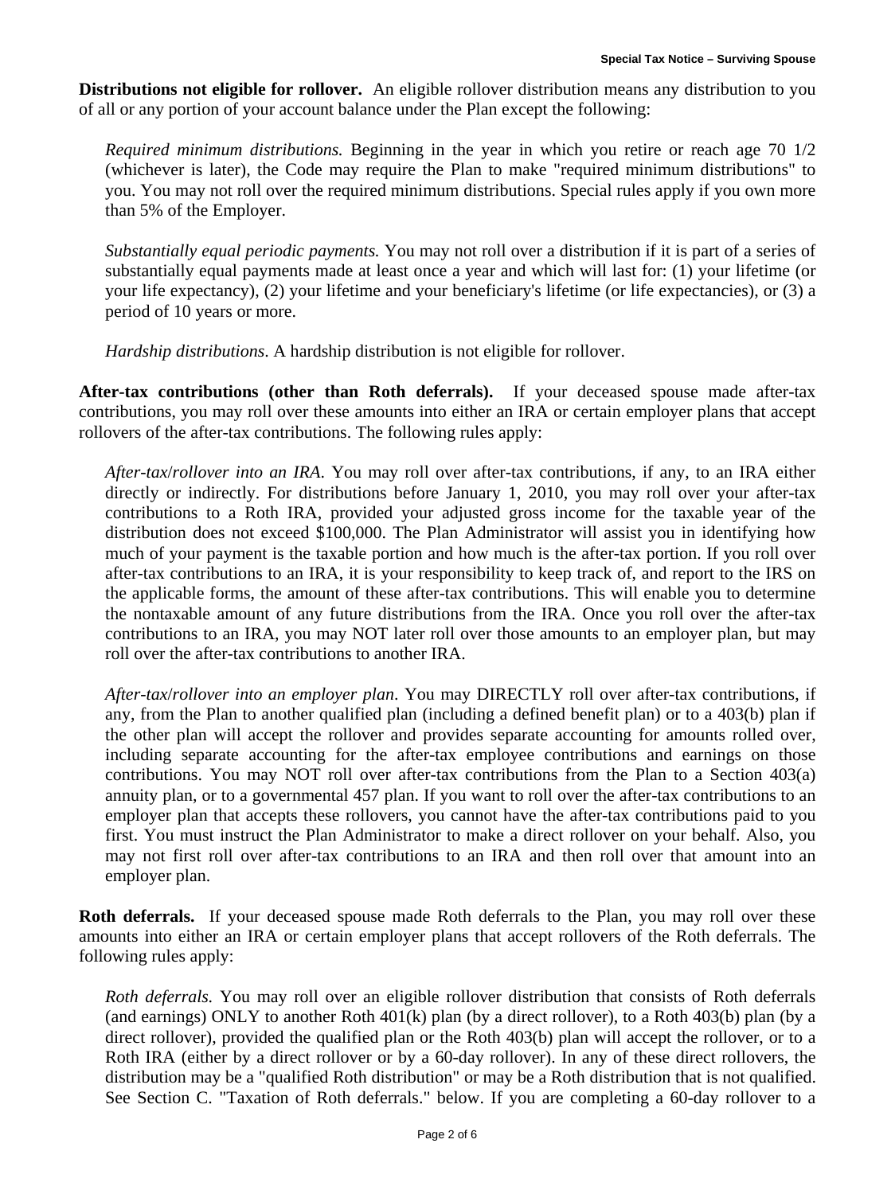**Distributions not eligible for rollover.** An eligible rollover distribution means any distribution to you of all or any portion of your account balance under the Plan except the following:

> *Required minimum distributions.* Beginning in the year in which you retire or reach age 70 1/2 (whichever is later), the Code may require the Plan to make "required minimum distributions" to you. You may not roll over the required minimum distributions. Special rules apply if you own more than 5% of the Employer.
>
> *Substantially equal periodic payments.* You may not roll over a distribution if it is part of a series of substantially equal payments made at least once a year and which will last for: (1) your lifetime (or your life expectancy), (2) your lifetime and your beneficiary's lifetime (or life expectancies), or (3) a period of 10 years or more.
>
> *Hardship distributions*. A hardship distribution is not eligible for rollover.

**After-tax contributions (other than Roth deferrals).** If your deceased spouse made after-tax contributions, you may roll over these amounts into either an IRA or certain employer plans that accept rollovers of the after-tax contributions. The following rules apply:

> *After-tax/rollover into an IRA*. You may roll over after-tax contributions, if any, to an IRA either directly or indirectly. For distributions before January 1, 2010, you may roll over your after-tax contributions to a Roth IRA, provided your adjusted gross income for the taxable year of the distribution does not exceed $100,000. The Plan Administrator will assist you in identifying how much of your payment is the taxable portion and how much is the after-tax portion. If you roll over after-tax contributions to an IRA, it is your responsibility to keep track of, and report to the IRS on the applicable forms, the amount of these after-tax contributions. This will enable you to determine the nontaxable amount of any future distributions from the IRA. Once you roll over the after-tax contributions to an IRA, you may NOT later roll over those amounts to an employer plan, but may roll over the after-tax contributions to another IRA.
>
> *After-tax/rollover into an employer plan*. You may DIRECTLY roll over after-tax contributions, if any, from the Plan to another qualified plan (including a defined benefit plan) or to a 403(b) plan if the other plan will accept the rollover and provides separate accounting for amounts rolled over, including separate accounting for the after-tax employee contributions and earnings on those contributions. You may NOT roll over after-tax contributions from the Plan to a Section 403(a) annuity plan, or to a governmental 457 plan. If you want to roll over the after-tax contributions to an employer plan that accepts these rollovers, you cannot have the after-tax contributions paid to you first. You must instruct the Plan Administrator to make a direct rollover on your behalf. Also, you may not first roll over after-tax contributions to an IRA and then roll over that amount into an employer plan.

**Roth deferrals.** If your deceased spouse made Roth deferrals to the Plan, you may roll over these amounts into either an IRA or certain employer plans that accept rollovers of the Roth deferrals. The following rules apply:

> *Roth deferrals.* You may roll over an eligible rollover distribution that consists of Roth deferrals (and earnings) ONLY to another Roth 401(k) plan (by a direct rollover), to a Roth 403(b) plan (by a direct rollover), provided the qualified plan or the Roth 403(b) plan will accept the rollover, or to a Roth IRA (either by a direct rollover or by a 60-day rollover). In any of these direct rollovers, the distribution may be a "qualified Roth distribution" or may be a Roth distribution that is not qualified. See Section C. "Taxation of Roth deferrals." below. If you are completing a 60-day rollover to a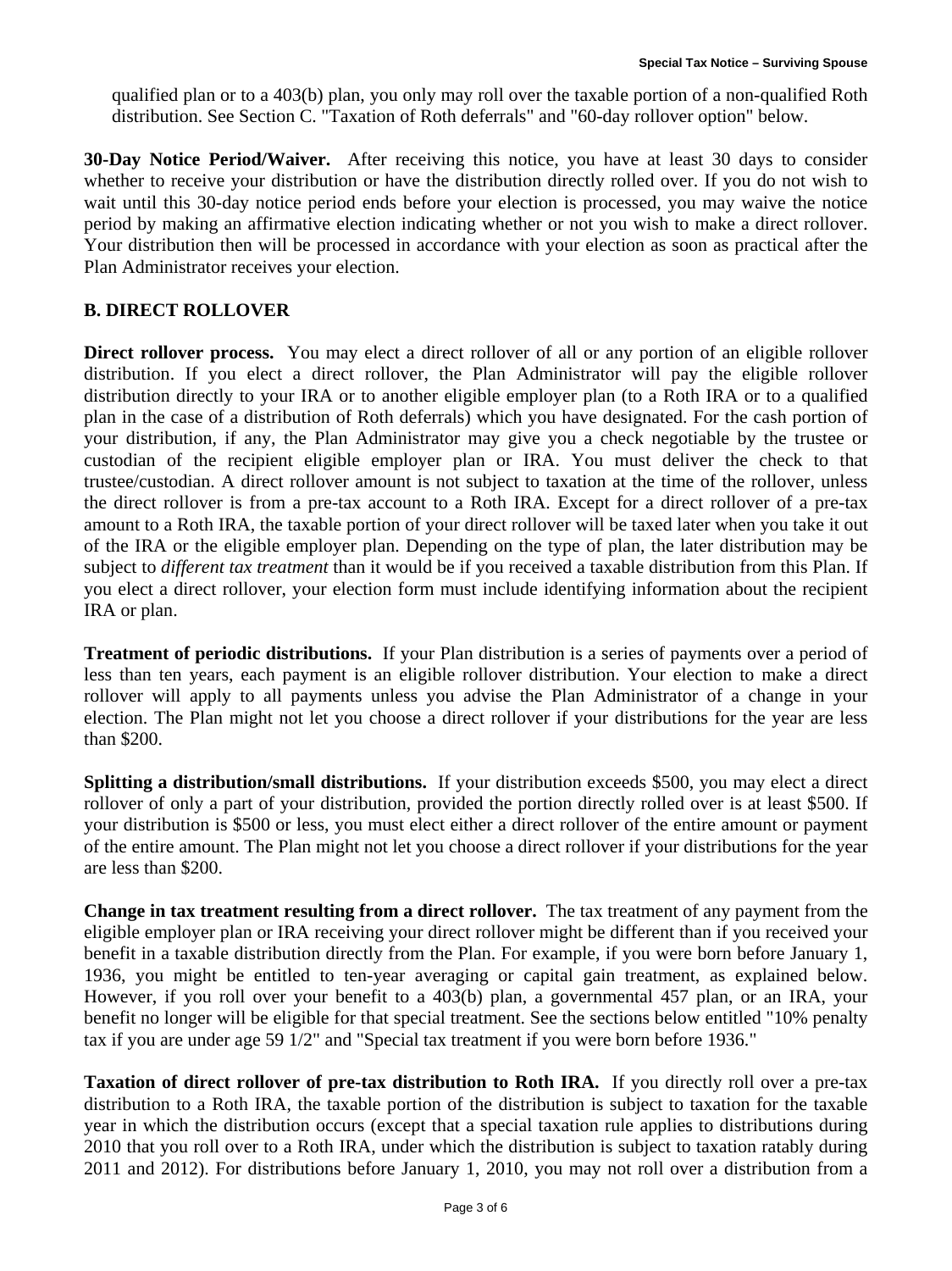qualified plan or to a 403(b) plan, you only may roll over the taxable portion of a non-qualified Roth distribution. See Section C. "Taxation of Roth deferrals" and "60-day rollover option" below.

**30-Day Notice Period/Waiver.** After receiving this notice, you have at least 30 days to consider whether to receive your distribution or have the distribution directly rolled over. If you do not wish to wait until this 30-day notice period ends before your election is processed, you may waive the notice period by making an affirmative election indicating whether or not you wish to make a direct rollover. Your distribution then will be processed in accordance with your election as soon as practical after the Plan Administrator receives your election.

## B. DIRECT ROLLOVER

**Direct rollover process.** You may elect a direct rollover of all or any portion of an eligible rollover distribution. If you elect a direct rollover, the Plan Administrator will pay the eligible rollover distribution directly to your IRA or to another eligible employer plan (to a Roth IRA or to a qualified plan in the case of a distribution of Roth deferrals) which you have designated. For the cash portion of your distribution, if any, the Plan Administrator may give you a check negotiable by the trustee or custodian of the recipient eligible employer plan or IRA. You must deliver the check to that trustee/custodian. A direct rollover amount is not subject to taxation at the time of the rollover, unless the direct rollover is from a pre-tax account to a Roth IRA. Except for a direct rollover of a pre-tax amount to a Roth IRA, the taxable portion of your direct rollover will be taxed later when you take it out of the IRA or the eligible employer plan. Depending on the type of plan, the later distribution may be subject to *different tax treatment* than it would be if you received a taxable distribution from this Plan. If you elect a direct rollover, your election form must include identifying information about the recipient IRA or plan.

**Treatment of periodic distributions.** If your Plan distribution is a series of payments over a period of less than ten years, each payment is an eligible rollover distribution. Your election to make a direct rollover will apply to all payments unless you advise the Plan Administrator of a change in your election. The Plan might not let you choose a direct rollover if your distributions for the year are less than $200.

**Splitting a distribution/small distributions.** If your distribution exceeds $500, you may elect a direct rollover of only a part of your distribution, provided the portion directly rolled over is at least $500. If your distribution is $500 or less, you must elect either a direct rollover of the entire amount or payment of the entire amount. The Plan might not let you choose a direct rollover if your distributions for the year are less than $200.

**Change in tax treatment resulting from a direct rollover.** The tax treatment of any payment from the eligible employer plan or IRA receiving your direct rollover might be different than if you received your benefit in a taxable distribution directly from the Plan. For example, if you were born before January 1, 1936, you might be entitled to ten-year averaging or capital gain treatment, as explained below. However, if you roll over your benefit to a 403(b) plan, a governmental 457 plan, or an IRA, your benefit no longer will be eligible for that special treatment. See the sections below entitled "10% penalty tax if you are under age 59 1/2" and "Special tax treatment if you were born before 1936."

**Taxation of direct rollover of pre-tax distribution to Roth IRA.** If you directly roll over a pre-tax distribution to a Roth IRA, the taxable portion of the distribution is subject to taxation for the taxable year in which the distribution occurs (except that a special taxation rule applies to distributions during 2010 that you roll over to a Roth IRA, under which the distribution is subject to taxation ratably during 2011 and 2012). For distributions before January 1, 2010, you may not roll over a distribution from a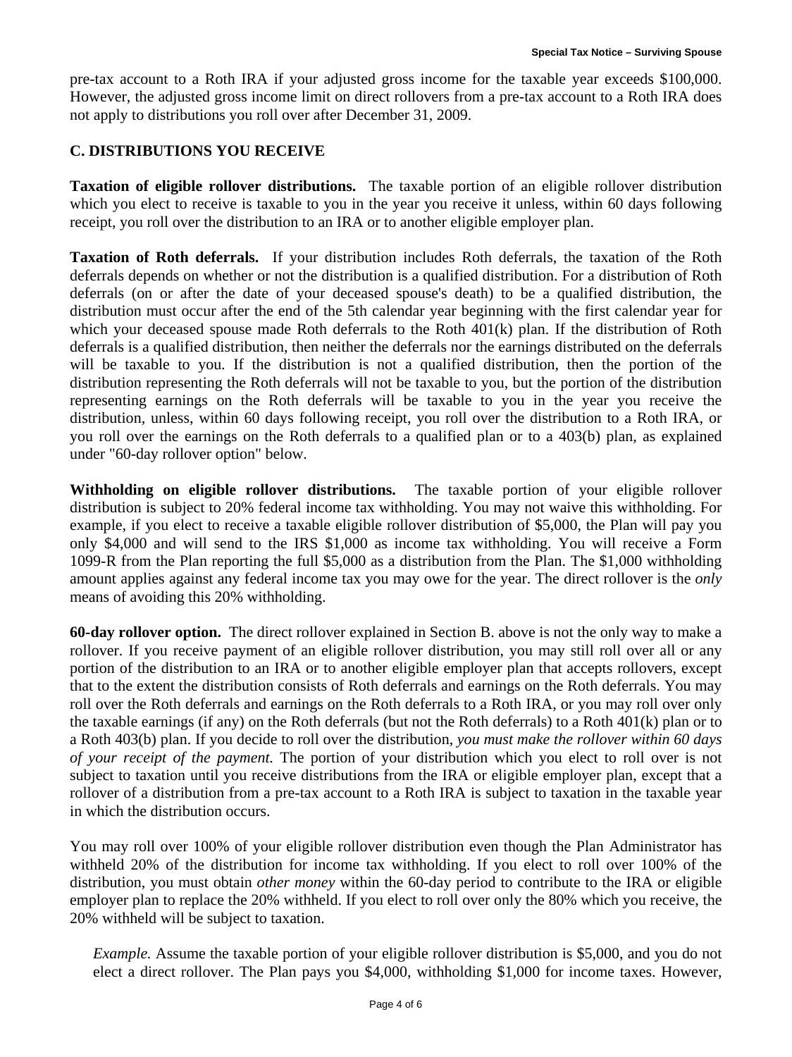pre-tax account to a Roth IRA if your adjusted gross income for the taxable year exceeds $100,000. However, the adjusted gross income limit on direct rollovers from a pre-tax account to a Roth IRA does not apply to distributions you roll over after December 31, 2009.

## C. DISTRIBUTIONS YOU RECEIVE

**Taxation of eligible rollover distributions.** The taxable portion of an eligible rollover distribution which you elect to receive is taxable to you in the year you receive it unless, within 60 days following receipt, you roll over the distribution to an IRA or to another eligible employer plan.

**Taxation of Roth deferrals.** If your distribution includes Roth deferrals, the taxation of the Roth deferrals depends on whether or not the distribution is a qualified distribution. For a distribution of Roth deferrals (on or after the date of your deceased spouse's death) to be a qualified distribution, the distribution must occur after the end of the 5th calendar year beginning with the first calendar year for which your deceased spouse made Roth deferrals to the Roth 401(k) plan. If the distribution of Roth deferrals is a qualified distribution, then neither the deferrals nor the earnings distributed on the deferrals will be taxable to you. If the distribution is not a qualified distribution, then the portion of the distribution representing the Roth deferrals will not be taxable to you, but the portion of the distribution representing earnings on the Roth deferrals will be taxable to you in the year you receive the distribution, unless, within 60 days following receipt, you roll over the distribution to a Roth IRA, or you roll over the earnings on the Roth deferrals to a qualified plan or to a 403(b) plan, as explained under "60-day rollover option" below.

**Withholding on eligible rollover distributions.** The taxable portion of your eligible rollover distribution is subject to 20% federal income tax withholding. You may not waive this withholding. For example, if you elect to receive a taxable eligible rollover distribution of $5,000, the Plan will pay you only $4,000 and will send to the IRS $1,000 as income tax withholding. You will receive a Form 1099-R from the Plan reporting the full $5,000 as a distribution from the Plan. The $1,000 withholding amount applies against any federal income tax you may owe for the year. The direct rollover is the *only* means of avoiding this 20% withholding.

**60-day rollover option.** The direct rollover explained in Section B. above is not the only way to make a rollover. If you receive payment of an eligible rollover distribution, you may still roll over all or any portion of the distribution to an IRA or to another eligible employer plan that accepts rollovers, except that to the extent the distribution consists of Roth deferrals and earnings on the Roth deferrals. You may roll over the Roth deferrals and earnings on the Roth deferrals to a Roth IRA, or you may roll over only the taxable earnings (if any) on the Roth deferrals (but not the Roth deferrals) to a Roth 401(k) plan or to a Roth 403(b) plan. If you decide to roll over the distribution, *you must make the rollover within 60 days of your receipt of the payment.* The portion of your distribution which you elect to roll over is not subject to taxation until you receive distributions from the IRA or eligible employer plan, except that a rollover of a distribution from a pre-tax account to a Roth IRA is subject to taxation in the taxable year in which the distribution occurs.

You may roll over 100% of your eligible rollover distribution even though the Plan Administrator has withheld 20% of the distribution for income tax withholding. If you elect to roll over 100% of the distribution, you must obtain *other money* within the 60-day period to contribute to the IRA or eligible employer plan to replace the 20% withheld. If you elect to roll over only the 80% which you receive, the 20% withheld will be subject to taxation.

*Example.* Assume the taxable portion of your eligible rollover distribution is $5,000, and you do not elect a direct rollover. The Plan pays you $4,000, withholding $1,000 for income taxes. However,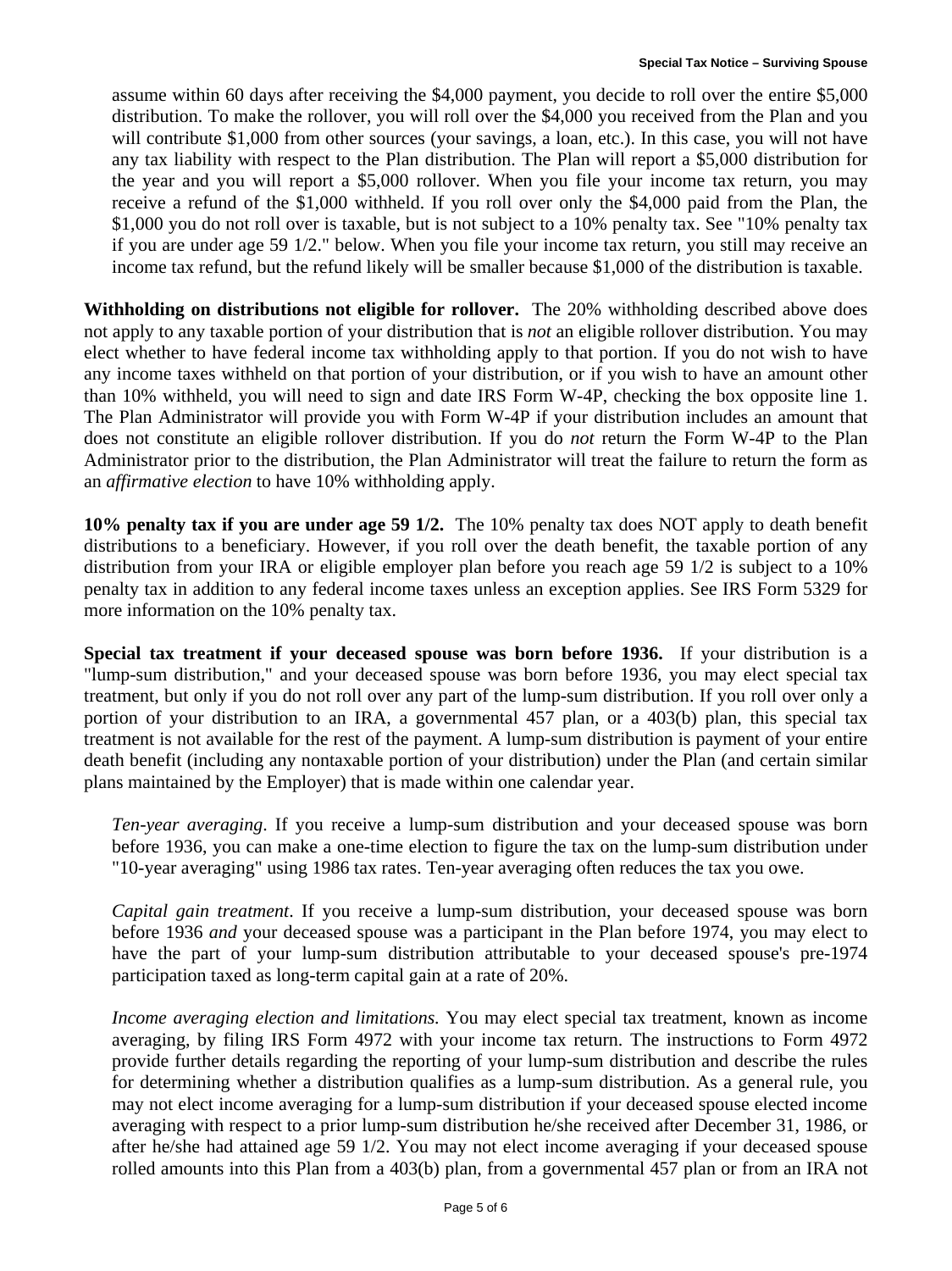assume within 60 days after receiving the $4,000 payment, you decide to roll over the entire $5,000 distribution. To make the rollover, you will roll over the $4,000 you received from the Plan and you will contribute $1,000 from other sources (your savings, a loan, etc.). In this case, you will not have any tax liability with respect to the Plan distribution. The Plan will report a $5,000 distribution for the year and you will report a $5,000 rollover. When you file your income tax return, you may receive a refund of the $1,000 withheld. If you roll over only the $4,000 paid from the Plan, the $1,000 you do not roll over is taxable, but is not subject to a 10% penalty tax. See "10% penalty tax if you are under age 59 1/2." below. When you file your income tax return, you still may receive an income tax refund, but the refund likely will be smaller because $1,000 of the distribution is taxable.

**Withholding on distributions not eligible for rollover.** The 20% withholding described above does not apply to any taxable portion of your distribution that is *not* an eligible rollover distribution. You may elect whether to have federal income tax withholding apply to that portion. If you do not wish to have any income taxes withheld on that portion of your distribution, or if you wish to have an amount other than 10% withheld, you will need to sign and date IRS Form W-4P, checking the box opposite line 1. The Plan Administrator will provide you with Form W-4P if your distribution includes an amount that does not constitute an eligible rollover distribution. If you do *not* return the Form W-4P to the Plan Administrator prior to the distribution, the Plan Administrator will treat the failure to return the form as an *affirmative election* to have 10% withholding apply.

**10% penalty tax if you are under age 59 1/2.** The 10% penalty tax does NOT apply to death benefit distributions to a beneficiary. However, if you roll over the death benefit, the taxable portion of any distribution from your IRA or eligible employer plan before you reach age 59 1/2 is subject to a 10% penalty tax in addition to any federal income taxes unless an exception applies. See IRS Form 5329 for more information on the 10% penalty tax.

**Special tax treatment if your deceased spouse was born before 1936.** If your distribution is a "lump-sum distribution," and your deceased spouse was born before 1936, you may elect special tax treatment, but only if you do not roll over any part of the lump-sum distribution. If you roll over only a portion of your distribution to an IRA, a governmental 457 plan, or a 403(b) plan, this special tax treatment is not available for the rest of the payment. A lump-sum distribution is payment of your entire death benefit (including any nontaxable portion of your distribution) under the Plan (and certain similar plans maintained by the Employer) that is made within one calendar year.

*Ten-year averaging*. If you receive a lump-sum distribution and your deceased spouse was born before 1936, you can make a one-time election to figure the tax on the lump-sum distribution under "10-year averaging" using 1986 tax rates. Ten-year averaging often reduces the tax you owe.

*Capital gain treatment*. If you receive a lump-sum distribution, your deceased spouse was born before 1936 *and* your deceased spouse was a participant in the Plan before 1974, you may elect to have the part of your lump-sum distribution attributable to your deceased spouse's pre-1974 participation taxed as long-term capital gain at a rate of 20%.

*Income averaging election and limitations.* You may elect special tax treatment, known as income averaging, by filing IRS Form 4972 with your income tax return. The instructions to Form 4972 provide further details regarding the reporting of your lump-sum distribution and describe the rules for determining whether a distribution qualifies as a lump-sum distribution. As a general rule, you may not elect income averaging for a lump-sum distribution if your deceased spouse elected income averaging with respect to a prior lump-sum distribution he/she received after December 31, 1986, or after he/she had attained age 59 1/2. You may not elect income averaging if your deceased spouse rolled amounts into this Plan from a 403(b) plan, from a governmental 457 plan or from an IRA not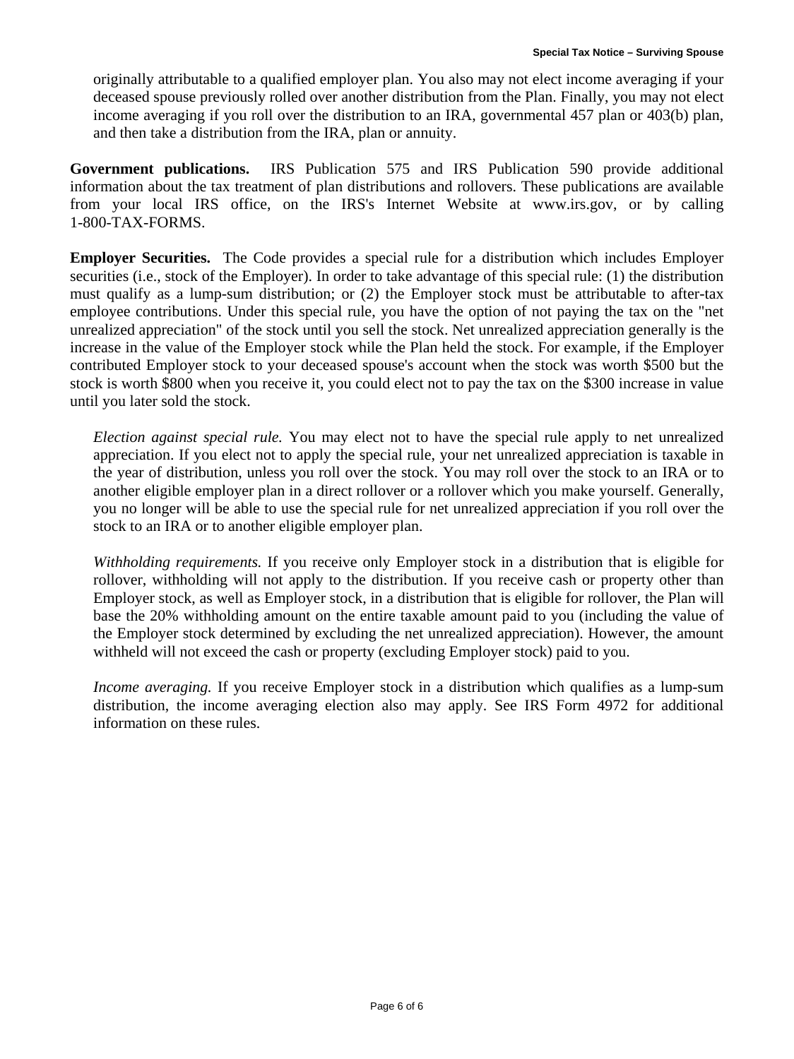originally attributable to a qualified employer plan. You also may not elect income averaging if your deceased spouse previously rolled over another distribution from the Plan. Finally, you may not elect income averaging if you roll over the distribution to an IRA, governmental 457 plan or 403(b) plan, and then take a distribution from the IRA, plan or annuity.

**Government publications.** IRS Publication 575 and IRS Publication 590 provide additional information about the tax treatment of plan distributions and rollovers. These publications are available from your local IRS office, on the IRS's Internet Website at www.irs.gov, or by calling 1-800-TAX-FORMS.

**Employer Securities.** The Code provides a special rule for a distribution which includes Employer securities (i.e., stock of the Employer). In order to take advantage of this special rule: (1) the distribution must qualify as a lump-sum distribution; or (2) the Employer stock must be attributable to after-tax employee contributions. Under this special rule, you have the option of not paying the tax on the "net unrealized appreciation" of the stock until you sell the stock. Net unrealized appreciation generally is the increase in the value of the Employer stock while the Plan held the stock. For example, if the Employer contributed Employer stock to your deceased spouse's account when the stock was worth $500 but the stock is worth $800 when you receive it, you could elect not to pay the tax on the $300 increase in value until you later sold the stock.

*Election against special rule.* You may elect not to have the special rule apply to net unrealized appreciation. If you elect not to apply the special rule, your net unrealized appreciation is taxable in the year of distribution, unless you roll over the stock. You may roll over the stock to an IRA or to another eligible employer plan in a direct rollover or a rollover which you make yourself. Generally, you no longer will be able to use the special rule for net unrealized appreciation if you roll over the stock to an IRA or to another eligible employer plan.

*Withholding requirements.* If you receive only Employer stock in a distribution that is eligible for rollover, withholding will not apply to the distribution. If you receive cash or property other than Employer stock, as well as Employer stock, in a distribution that is eligible for rollover, the Plan will base the 20% withholding amount on the entire taxable amount paid to you (including the value of the Employer stock determined by excluding the net unrealized appreciation). However, the amount withheld will not exceed the cash or property (excluding Employer stock) paid to you.

*Income averaging.* If you receive Employer stock in a distribution which qualifies as a lump-sum distribution, the income averaging election also may apply. See IRS Form 4972 for additional information on these rules.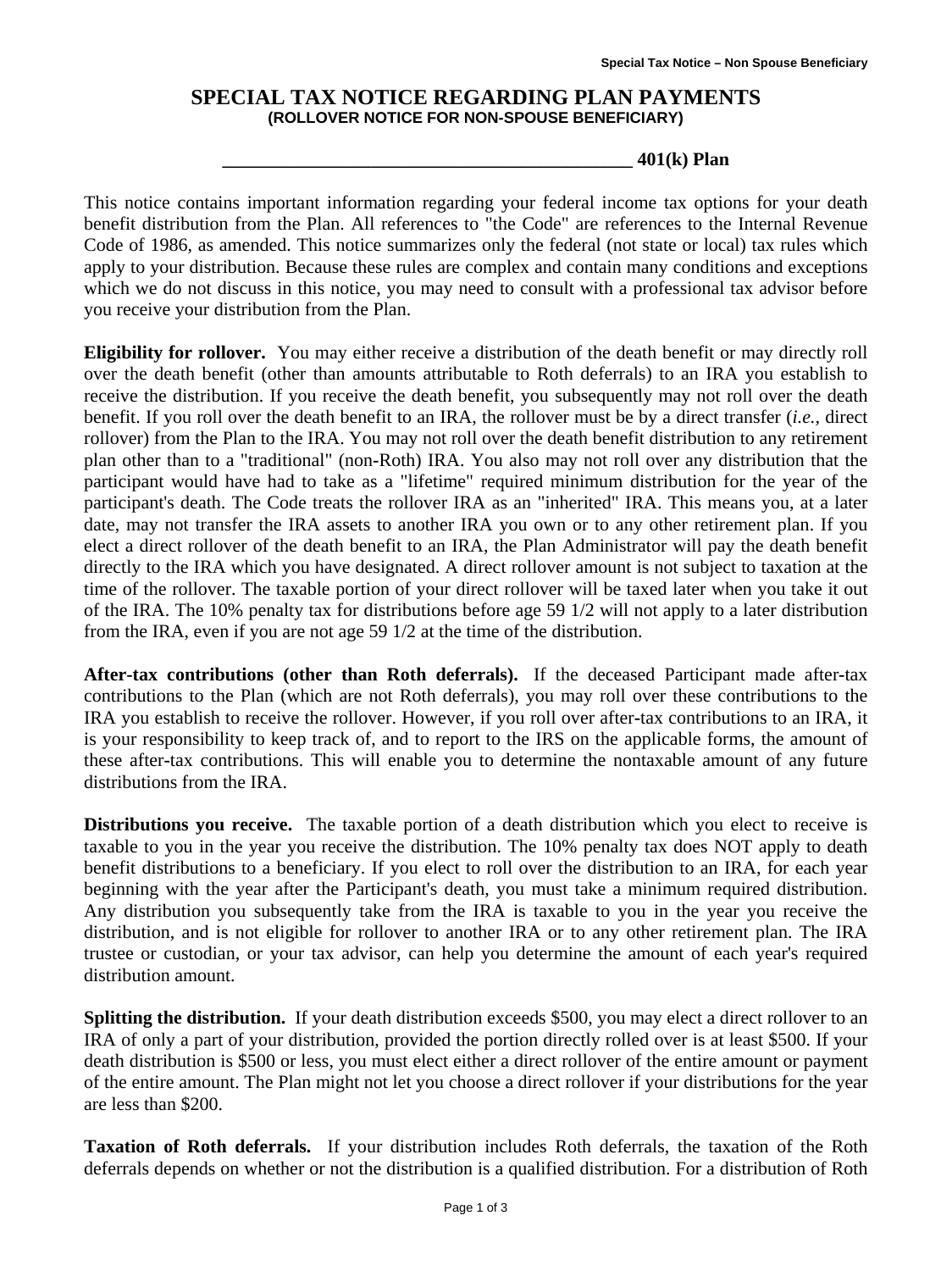# SPECIAL TAX NOTICE REGARDING PLAN PAYMENTS

**(ROLLOVER NOTICE FOR NON-SPOUSE BENEFICIARY)**

**____________________________________________ 401(k) Plan**

This notice contains important information regarding your federal income tax options for your death benefit distribution from the Plan. All references to "the Code" are references to the Internal Revenue Code of 1986, as amended. This notice summarizes only the federal (not state or local) tax rules which apply to your distribution. Because these rules are complex and contain many conditions and exceptions which we do not discuss in this notice, you may need to consult with a professional tax advisor before you receive your distribution from the Plan.

**Eligibility for rollover.** You may either receive a distribution of the death benefit or may directly roll over the death benefit (other than amounts attributable to Roth deferrals) to an IRA you establish to receive the distribution. If you receive the death benefit, you subsequently may not roll over the death benefit. If you roll over the death benefit to an IRA, the rollover must be by a direct transfer (*i.e.,* direct rollover) from the Plan to the IRA. You may not roll over the death benefit distribution to any retirement plan other than to a "traditional" (non-Roth) IRA. You also may not roll over any distribution that the participant would have had to take as a "lifetime" required minimum distribution for the year of the participant's death. The Code treats the rollover IRA as an "inherited" IRA. This means you, at a later date, may not transfer the IRA assets to another IRA you own or to any other retirement plan. If you elect a direct rollover of the death benefit to an IRA, the Plan Administrator will pay the death benefit directly to the IRA which you have designated. A direct rollover amount is not subject to taxation at the time of the rollover. The taxable portion of your direct rollover will be taxed later when you take it out of the IRA. The 10% penalty tax for distributions before age 59 1/2 will not apply to a later distribution from the IRA, even if you are not age 59 1/2 at the time of the distribution.

**After-tax contributions (other than Roth deferrals).** If the deceased Participant made after-tax contributions to the Plan (which are not Roth deferrals), you may roll over these contributions to the IRA you establish to receive the rollover. However, if you roll over after-tax contributions to an IRA, it is your responsibility to keep track of, and to report to the IRS on the applicable forms, the amount of these after-tax contributions. This will enable you to determine the nontaxable amount of any future distributions from the IRA.

**Distributions you receive.** The taxable portion of a death distribution which you elect to receive is taxable to you in the year you receive the distribution. The 10% penalty tax does NOT apply to death benefit distributions to a beneficiary. If you elect to roll over the distribution to an IRA, for each year beginning with the year after the Participant's death, you must take a minimum required distribution. Any distribution you subsequently take from the IRA is taxable to you in the year you receive the distribution, and is not eligible for rollover to another IRA or to any other retirement plan. The IRA trustee or custodian, or your tax advisor, can help you determine the amount of each year's required distribution amount.

**Splitting the distribution.** If your death distribution exceeds $500, you may elect a direct rollover to an IRA of only a part of your distribution, provided the portion directly rolled over is at least $500. If your death distribution is $500 or less, you must elect either a direct rollover of the entire amount or payment of the entire amount. The Plan might not let you choose a direct rollover if your distributions for the year are less than $200.

**Taxation of Roth deferrals.** If your distribution includes Roth deferrals, the taxation of the Roth deferrals depends on whether or not the distribution is a qualified distribution. For a distribution of Roth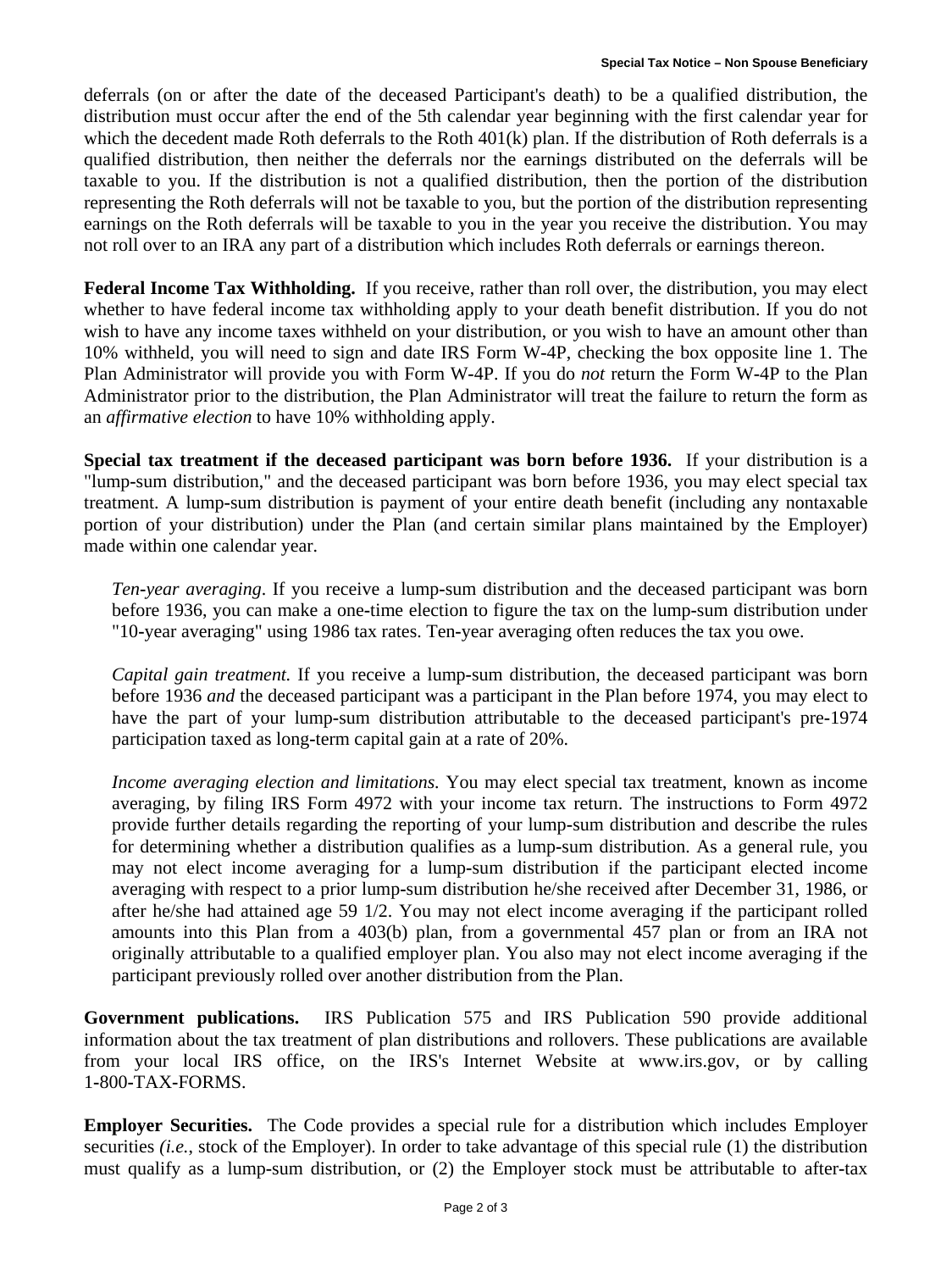deferrals (on or after the date of the deceased Participant's death) to be a qualified distribution, the distribution must occur after the end of the 5th calendar year beginning with the first calendar year for which the decedent made Roth deferrals to the Roth 401(k) plan. If the distribution of Roth deferrals is a qualified distribution, then neither the deferrals nor the earnings distributed on the deferrals will be taxable to you. If the distribution is not a qualified distribution, then the portion of the distribution representing the Roth deferrals will not be taxable to you, but the portion of the distribution representing earnings on the Roth deferrals will be taxable to you in the year you receive the distribution. You may not roll over to an IRA any part of a distribution which includes Roth deferrals or earnings thereon.

**Federal Income Tax Withholding.** If you receive, rather than roll over, the distribution, you may elect whether to have federal income tax withholding apply to your death benefit distribution. If you do not wish to have any income taxes withheld on your distribution, or you wish to have an amount other than 10% withheld, you will need to sign and date IRS Form W-4P, checking the box opposite line 1. The Plan Administrator will provide you with Form W-4P. If you do *not* return the Form W-4P to the Plan Administrator prior to the distribution, the Plan Administrator will treat the failure to return the form as an *affirmative election* to have 10% withholding apply.

**Special tax treatment if the deceased participant was born before 1936.** If your distribution is a "lump-sum distribution," and the deceased participant was born before 1936, you may elect special tax treatment. A lump-sum distribution is payment of your entire death benefit (including any nontaxable portion of your distribution) under the Plan (and certain similar plans maintained by the Employer) made within one calendar year.

> *Ten-year averaging*. If you receive a lump-sum distribution and the deceased participant was born before 1936, you can make a one-time election to figure the tax on the lump-sum distribution under "10-year averaging" using 1986 tax rates. Ten-year averaging often reduces the tax you owe.
>
> *Capital gain treatment.* If you receive a lump-sum distribution, the deceased participant was born before 1936 *and* the deceased participant was a participant in the Plan before 1974, you may elect to have the part of your lump-sum distribution attributable to the deceased participant's pre-1974 participation taxed as long-term capital gain at a rate of 20%.
>
> *Income averaging election and limitations.* You may elect special tax treatment, known as income averaging, by filing IRS Form 4972 with your income tax return. The instructions to Form 4972 provide further details regarding the reporting of your lump-sum distribution and describe the rules for determining whether a distribution qualifies as a lump-sum distribution. As a general rule, you may not elect income averaging for a lump-sum distribution if the participant elected income averaging with respect to a prior lump-sum distribution he/she received after December 31, 1986, or after he/she had attained age 59 1/2. You may not elect income averaging if the participant rolled amounts into this Plan from a 403(b) plan, from a governmental 457 plan or from an IRA not originally attributable to a qualified employer plan. You also may not elect income averaging if the participant previously rolled over another distribution from the Plan.

**Government publications.** IRS Publication 575 and IRS Publication 590 provide additional information about the tax treatment of plan distributions and rollovers. These publications are available from your local IRS office, on the IRS's Internet Website at www.irs.gov, or by calling 1-800-TAX-FORMS.

**Employer Securities.** The Code provides a special rule for a distribution which includes Employer securities *(i.e.*, stock of the Employer). In order to take advantage of this special rule (1) the distribution must qualify as a lump-sum distribution, or (2) the Employer stock must be attributable to after-tax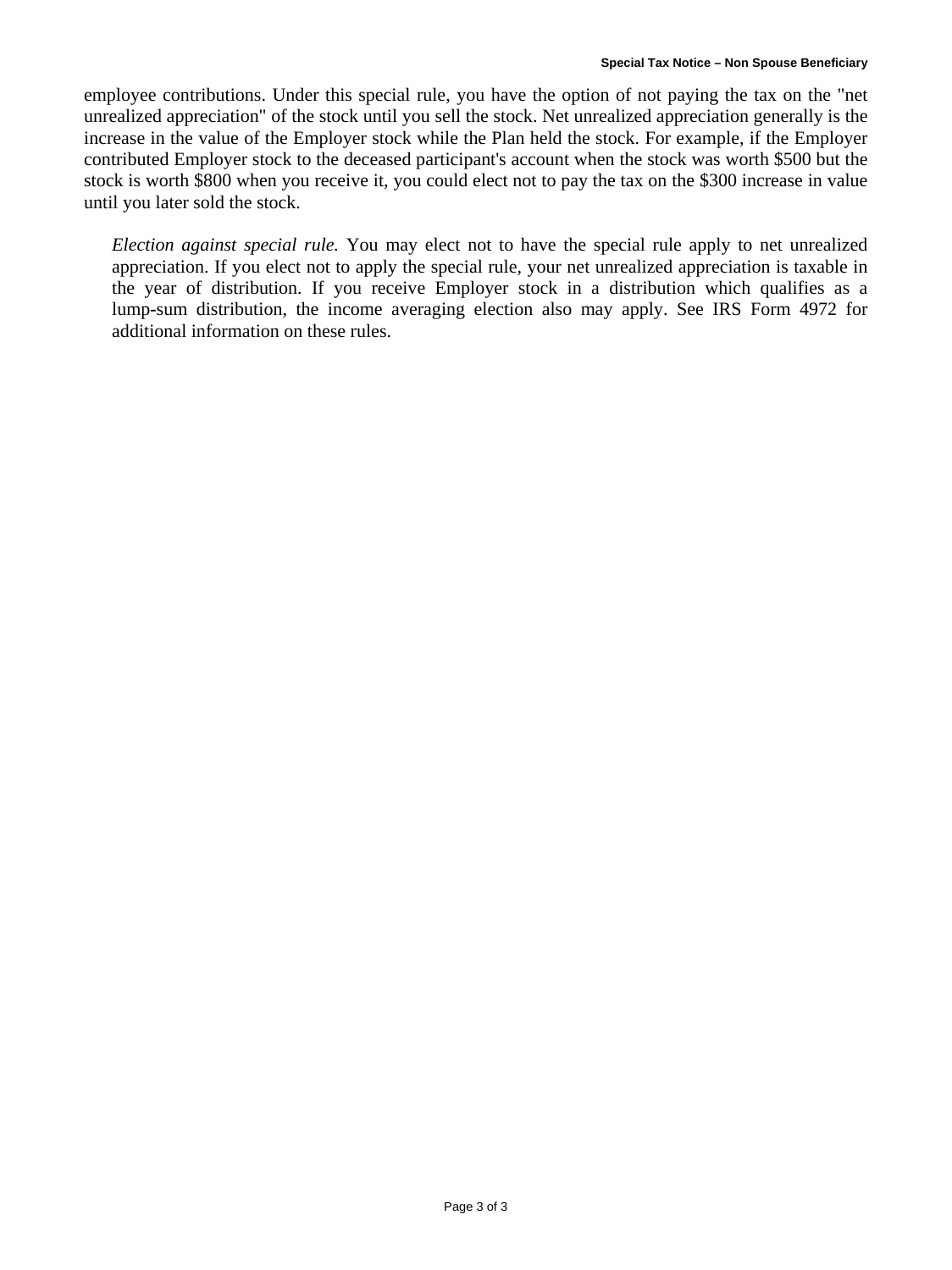employee contributions. Under this special rule, you have the option of not paying the tax on the "net unrealized appreciation" of the stock until you sell the stock. Net unrealized appreciation generally is the increase in the value of the Employer stock while the Plan held the stock. For example, if the Employer contributed Employer stock to the deceased participant's account when the stock was worth $500 but the stock is worth $800 when you receive it, you could elect not to pay the tax on the $300 increase in value until you later sold the stock.

*Election against special rule.* You may elect not to have the special rule apply to net unrealized appreciation. If you elect not to apply the special rule, your net unrealized appreciation is taxable in the year of distribution. If you receive Employer stock in a distribution which qualifies as a lump-sum distribution, the income averaging election also may apply. See IRS Form 4972 for additional information on these rules.